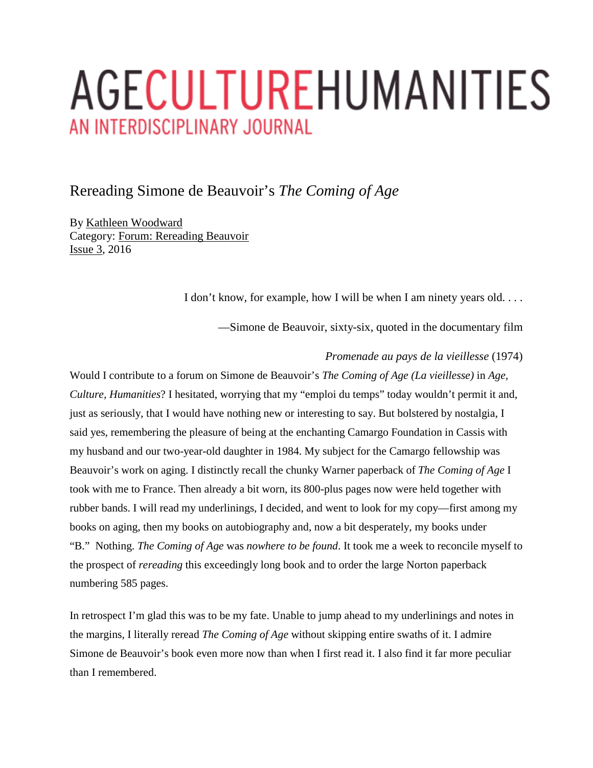# AGECULTUREHUMANITIES

## AN INTERDISCIPLINARY JOURNAL

# Rereading Simone de Beauvoir's *The Coming of Age*

By Kathleen Woodward
Category: Forum: Rereading Beauvoir
Issue 3, 2016

> I don't know, for example, how I will be when I am ninety years old. . . .
>
> —Simone de Beauvoir, sixty-six, quoted in the documentary film *Promenade au pays de la vieillesse* (1974)

Would I contribute to a forum on Simone de Beauvoir's *The Coming of Age (La vieillesse)* in *Age, Culture, Humanities*? I hesitated, worrying that my "emploi du temps" today wouldn't permit it and, just as seriously, that I would have nothing new or interesting to say. But bolstered by nostalgia, I said yes, remembering the pleasure of being at the enchanting Camargo Foundation in Cassis with my husband and our two-year-old daughter in 1984. My subject for the Camargo fellowship was Beauvoir's work on aging. I distinctly recall the chunky Warner paperback of *The Coming of Age* I took with me to France. Then already a bit worn, its 800-plus pages now were held together with rubber bands. I will read my underlinings, I decided, and went to look for my copy—first among my books on aging, then my books on autobiography and, now a bit desperately, my books under "B." Nothing. *The Coming of Age* was *nowhere to be found*. It took me a week to reconcile myself to the prospect of *rereading* this exceedingly long book and to order the large Norton paperback numbering 585 pages.

In retrospect I'm glad this was to be my fate. Unable to jump ahead to my underlinings and notes in the margins, I literally reread *The Coming of Age* without skipping entire swaths of it. I admire Simone de Beauvoir's book even more now than when I first read it. I also find it far more peculiar than I remembered.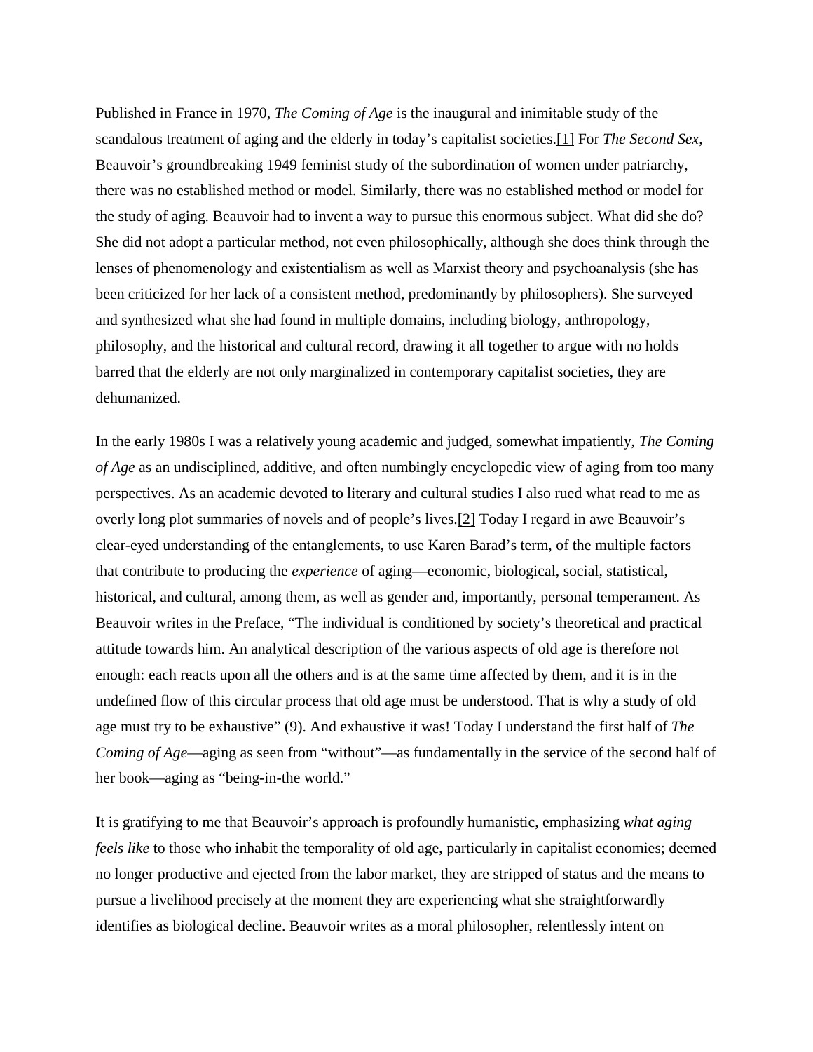Published in France in 1970, *The Coming of Age* is the inaugural and inimitable study of the scandalous treatment of aging and the elderly in today's capitalist societies.[1] For *The Second Sex*, Beauvoir's groundbreaking 1949 feminist study of the subordination of women under patriarchy, there was no established method or model. Similarly, there was no established method or model for the study of aging. Beauvoir had to invent a way to pursue this enormous subject. What did she do? She did not adopt a particular method, not even philosophically, although she does think through the lenses of phenomenology and existentialism as well as Marxist theory and psychoanalysis (she has been criticized for her lack of a consistent method, predominantly by philosophers). She surveyed and synthesized what she had found in multiple domains, including biology, anthropology, philosophy, and the historical and cultural record, drawing it all together to argue with no holds barred that the elderly are not only marginalized in contemporary capitalist societies, they are dehumanized.

In the early 1980s I was a relatively young academic and judged, somewhat impatiently, *The Coming of Age* as an undisciplined, additive, and often numbingly encyclopedic view of aging from too many perspectives. As an academic devoted to literary and cultural studies I also rued what read to me as overly long plot summaries of novels and of people's lives.[2] Today I regard in awe Beauvoir's clear-eyed understanding of the entanglements, to use Karen Barad's term, of the multiple factors that contribute to producing the *experience* of aging—economic, biological, social, statistical, historical, and cultural, among them, as well as gender and, importantly, personal temperament. As Beauvoir writes in the Preface, "The individual is conditioned by society's theoretical and practical attitude towards him. An analytical description of the various aspects of old age is therefore not enough: each reacts upon all the others and is at the same time affected by them, and it is in the undefined flow of this circular process that old age must be understood. That is why a study of old age must try to be exhaustive" (9). And exhaustive it was! Today I understand the first half of *The Coming of Age*—aging as seen from "without"—as fundamentally in the service of the second half of her book—aging as "being-in-the world."

It is gratifying to me that Beauvoir's approach is profoundly humanistic, emphasizing *what aging feels like* to those who inhabit the temporality of old age, particularly in capitalist economies; deemed no longer productive and ejected from the labor market, they are stripped of status and the means to pursue a livelihood precisely at the moment they are experiencing what she straightforwardly identifies as biological decline. Beauvoir writes as a moral philosopher, relentlessly intent on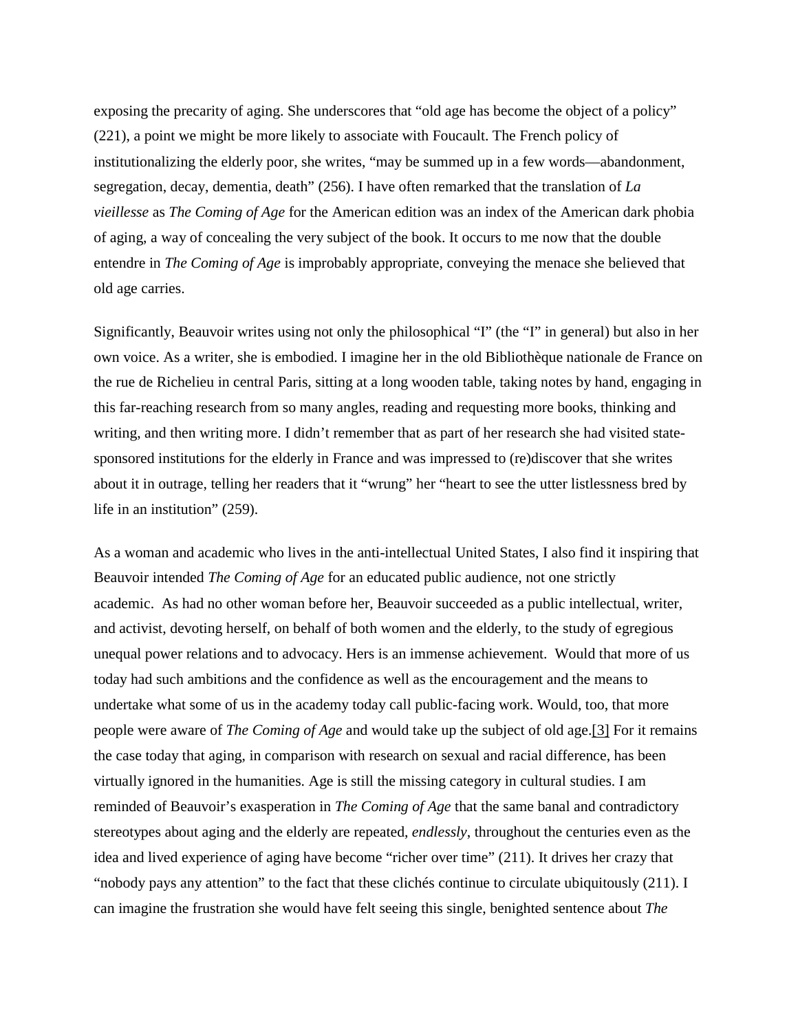exposing the precarity of aging. She underscores that "old age has become the object of a policy" (221), a point we might be more likely to associate with Foucault. The French policy of institutionalizing the elderly poor, she writes, "may be summed up in a few words—abandonment, segregation, decay, dementia, death" (256). I have often remarked that the translation of *La vieillesse* as *The Coming of Age* for the American edition was an index of the American dark phobia of aging, a way of concealing the very subject of the book. It occurs to me now that the double entendre in *The Coming of Age* is improbably appropriate, conveying the menace she believed that old age carries.

Significantly, Beauvoir writes using not only the philosophical "I" (the "I" in general) but also in her own voice. As a writer, she is embodied. I imagine her in the old Bibliothèque nationale de France on the rue de Richelieu in central Paris, sitting at a long wooden table, taking notes by hand, engaging in this far-reaching research from so many angles, reading and requesting more books, thinking and writing, and then writing more. I didn't remember that as part of her research she had visited state-sponsored institutions for the elderly in France and was impressed to (re)discover that she writes about it in outrage, telling her readers that it "wrung" her "heart to see the utter listlessness bred by life in an institution" (259).

As a woman and academic who lives in the anti-intellectual United States, I also find it inspiring that Beauvoir intended *The Coming of Age* for an educated public audience, not one strictly academic. As had no other woman before her, Beauvoir succeeded as a public intellectual, writer, and activist, devoting herself, on behalf of both women and the elderly, to the study of egregious unequal power relations and to advocacy. Hers is an immense achievement. Would that more of us today had such ambitions and the confidence as well as the encouragement and the means to undertake what some of us in the academy today call public-facing work. Would, too, that more people were aware of *The Coming of Age* and would take up the subject of old age.[3] For it remains the case today that aging, in comparison with research on sexual and racial difference, has been virtually ignored in the humanities. Age is still the missing category in cultural studies. I am reminded of Beauvoir's exasperation in *The Coming of Age* that the same banal and contradictory stereotypes about aging and the elderly are repeated, *endlessly*, throughout the centuries even as the idea and lived experience of aging have become "richer over time" (211). It drives her crazy that "nobody pays any attention" to the fact that these clichés continue to circulate ubiquitously (211). I can imagine the frustration she would have felt seeing this single, benighted sentence about *The*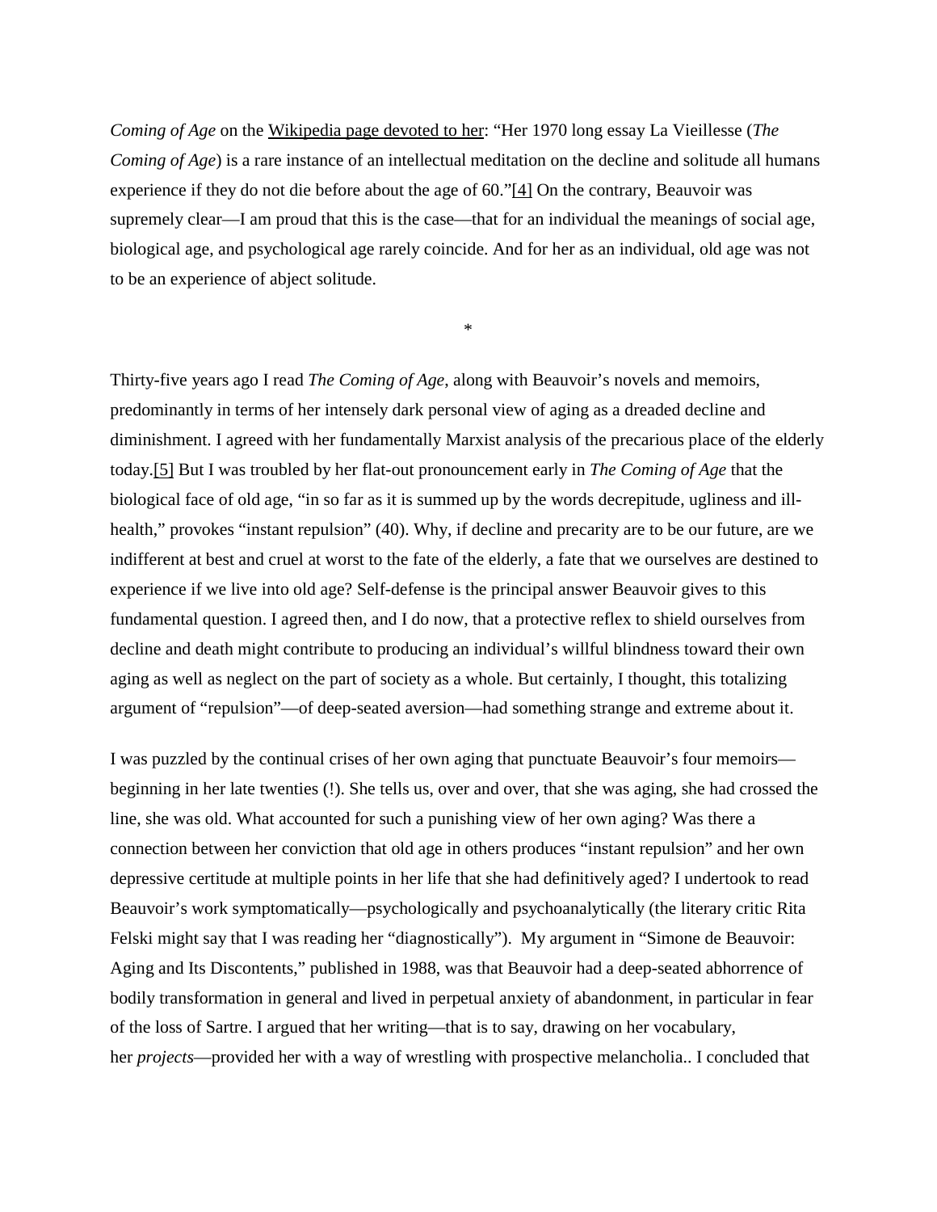*Coming of Age* on the Wikipedia page devoted to her: "Her 1970 long essay La Vieillesse (*The Coming of Age*) is a rare instance of an intellectual meditation on the decline and solitude all humans experience if they do not die before about the age of 60."[4] On the contrary, Beauvoir was supremely clear—I am proud that this is the case—that for an individual the meanings of social age, biological age, and psychological age rarely coincide. And for her as an individual, old age was not to be an experience of abject solitude.

*

Thirty-five years ago I read *The Coming of Age*, along with Beauvoir's novels and memoirs, predominantly in terms of her intensely dark personal view of aging as a dreaded decline and diminishment. I agreed with her fundamentally Marxist analysis of the precarious place of the elderly today.[5] But I was troubled by her flat-out pronouncement early in *The Coming of Age* that the biological face of old age, "in so far as it is summed up by the words decrepitude, ugliness and ill-health," provokes "instant repulsion" (40). Why, if decline and precarity are to be our future, are we indifferent at best and cruel at worst to the fate of the elderly, a fate that we ourselves are destined to experience if we live into old age? Self-defense is the principal answer Beauvoir gives to this fundamental question. I agreed then, and I do now, that a protective reflex to shield ourselves from decline and death might contribute to producing an individual's willful blindness toward their own aging as well as neglect on the part of society as a whole. But certainly, I thought, this totalizing argument of "repulsion"—of deep-seated aversion—had something strange and extreme about it.

I was puzzled by the continual crises of her own aging that punctuate Beauvoir's four memoirs—beginning in her late twenties (!). She tells us, over and over, that she was aging, she had crossed the line, she was old. What accounted for such a punishing view of her own aging? Was there a connection between her conviction that old age in others produces "instant repulsion" and her own depressive certitude at multiple points in her life that she had definitively aged? I undertook to read Beauvoir's work symptomatically—psychologically and psychoanalytically (the literary critic Rita Felski might say that I was reading her "diagnostically"). My argument in "Simone de Beauvoir: Aging and Its Discontents," published in 1988, was that Beauvoir had a deep-seated abhorrence of bodily transformation in general and lived in perpetual anxiety of abandonment, in particular in fear of the loss of Sartre. I argued that her writing—that is to say, drawing on her vocabulary, her *projects*—provided her with a way of wrestling with prospective melancholia.. I concluded that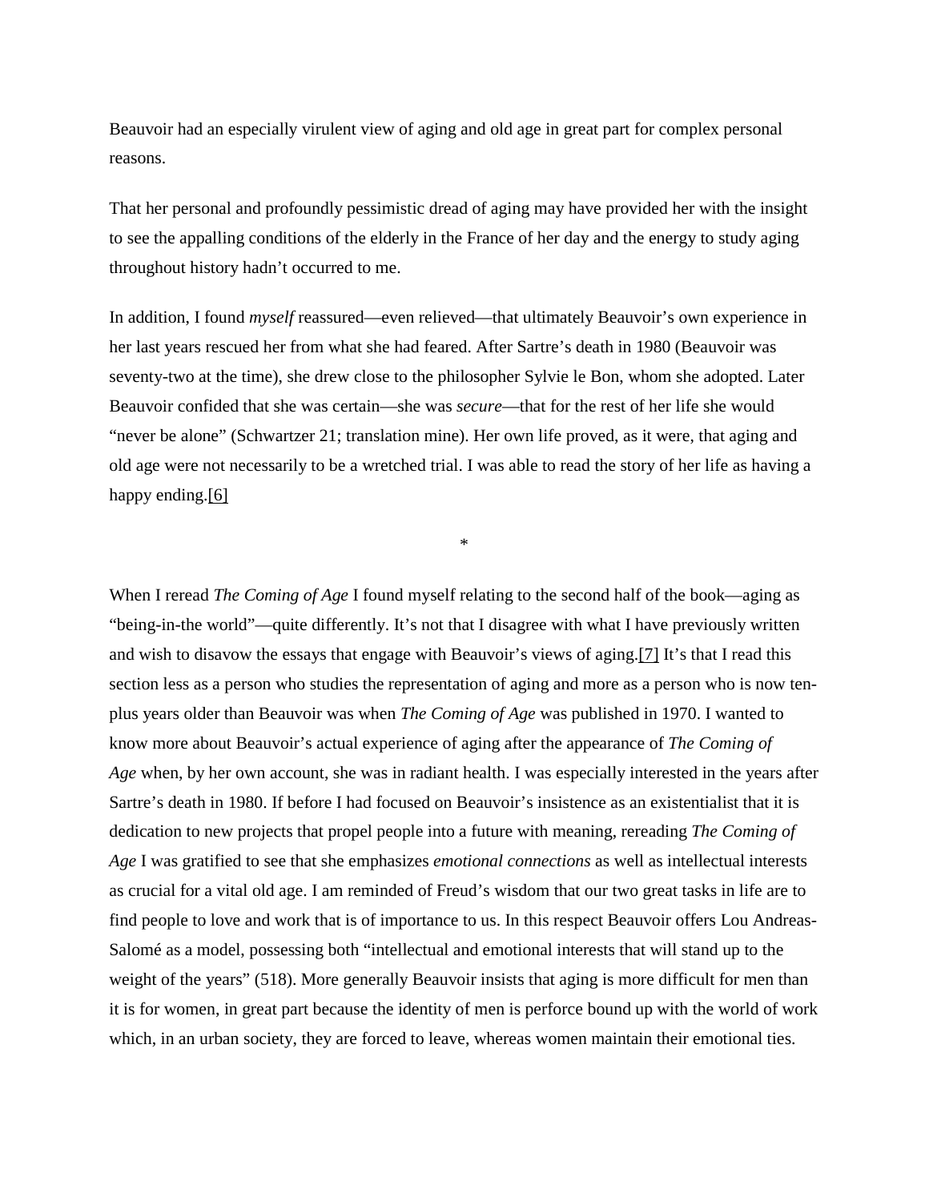Beauvoir had an especially virulent view of aging and old age in great part for complex personal reasons.

That her personal and profoundly pessimistic dread of aging may have provided her with the insight to see the appalling conditions of the elderly in the France of her day and the energy to study aging throughout history hadn't occurred to me.

In addition, I found *myself* reassured—even relieved—that ultimately Beauvoir's own experience in her last years rescued her from what she had feared. After Sartre's death in 1980 (Beauvoir was seventy-two at the time), she drew close to the philosopher Sylvie le Bon, whom she adopted. Later Beauvoir confided that she was certain—she was *secure*—that for the rest of her life she would "never be alone" (Schwartzer 21; translation mine). Her own life proved, as it were, that aging and old age were not necessarily to be a wretched trial. I was able to read the story of her life as having a happy ending.[6]

*

When I reread *The Coming of Age* I found myself relating to the second half of the book—aging as "being-in-the world"—quite differently. It's not that I disagree with what I have previously written and wish to disavow the essays that engage with Beauvoir's views of aging.[7] It's that I read this section less as a person who studies the representation of aging and more as a person who is now ten-plus years older than Beauvoir was when *The Coming of Age* was published in 1970. I wanted to know more about Beauvoir's actual experience of aging after the appearance of *The Coming of Age* when, by her own account, she was in radiant health. I was especially interested in the years after Sartre's death in 1980. If before I had focused on Beauvoir's insistence as an existentialist that it is dedication to new projects that propel people into a future with meaning, rereading *The Coming of Age* I was gratified to see that she emphasizes *emotional connections* as well as intellectual interests as crucial for a vital old age. I am reminded of Freud's wisdom that our two great tasks in life are to find people to love and work that is of importance to us. In this respect Beauvoir offers Lou Andreas-Salomé as a model, possessing both "intellectual and emotional interests that will stand up to the weight of the years" (518). More generally Beauvoir insists that aging is more difficult for men than it is for women, in great part because the identity of men is perforce bound up with the world of work which, in an urban society, they are forced to leave, whereas women maintain their emotional ties.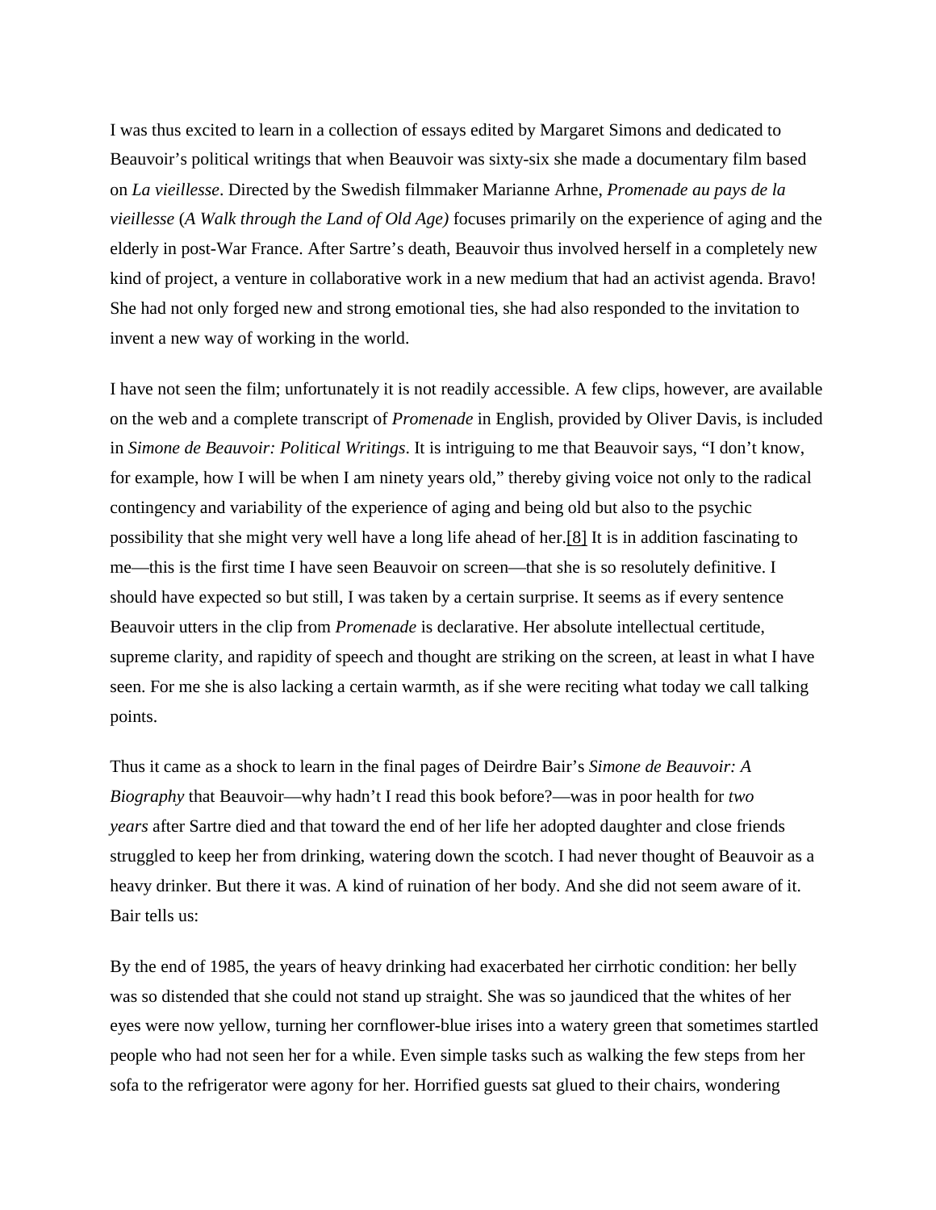I was thus excited to learn in a collection of essays edited by Margaret Simons and dedicated to Beauvoir's political writings that when Beauvoir was sixty-six she made a documentary film based on *La vieillesse*. Directed by the Swedish filmmaker Marianne Arhne, *Promenade au pays de la vieillesse* (*A Walk through the Land of Old Age)* focuses primarily on the experience of aging and the elderly in post-War France. After Sartre's death, Beauvoir thus involved herself in a completely new kind of project, a venture in collaborative work in a new medium that had an activist agenda. Bravo! She had not only forged new and strong emotional ties, she had also responded to the invitation to invent a new way of working in the world.

I have not seen the film; unfortunately it is not readily accessible. A few clips, however, are available on the web and a complete transcript of *Promenade* in English, provided by Oliver Davis, is included in *Simone de Beauvoir: Political Writings*. It is intriguing to me that Beauvoir says, "I don't know, for example, how I will be when I am ninety years old," thereby giving voice not only to the radical contingency and variability of the experience of aging and being old but also to the psychic possibility that she might very well have a long life ahead of her.[8] It is in addition fascinating to me—this is the first time I have seen Beauvoir on screen—that she is so resolutely definitive. I should have expected so but still, I was taken by a certain surprise. It seems as if every sentence Beauvoir utters in the clip from *Promenade* is declarative. Her absolute intellectual certitude, supreme clarity, and rapidity of speech and thought are striking on the screen, at least in what I have seen. For me she is also lacking a certain warmth, as if she were reciting what today we call talking points.

Thus it came as a shock to learn in the final pages of Deirdre Bair's *Simone de Beauvoir: A Biography* that Beauvoir—why hadn't I read this book before?—was in poor health for *two years* after Sartre died and that toward the end of her life her adopted daughter and close friends struggled to keep her from drinking, watering down the scotch. I had never thought of Beauvoir as a heavy drinker. But there it was. A kind of ruination of her body. And she did not seem aware of it. Bair tells us:

By the end of 1985, the years of heavy drinking had exacerbated her cirrhotic condition: her belly was so distended that she could not stand up straight. She was so jaundiced that the whites of her eyes were now yellow, turning her cornflower-blue irises into a watery green that sometimes startled people who had not seen her for a while. Even simple tasks such as walking the few steps from her sofa to the refrigerator were agony for her. Horrified guests sat glued to their chairs, wondering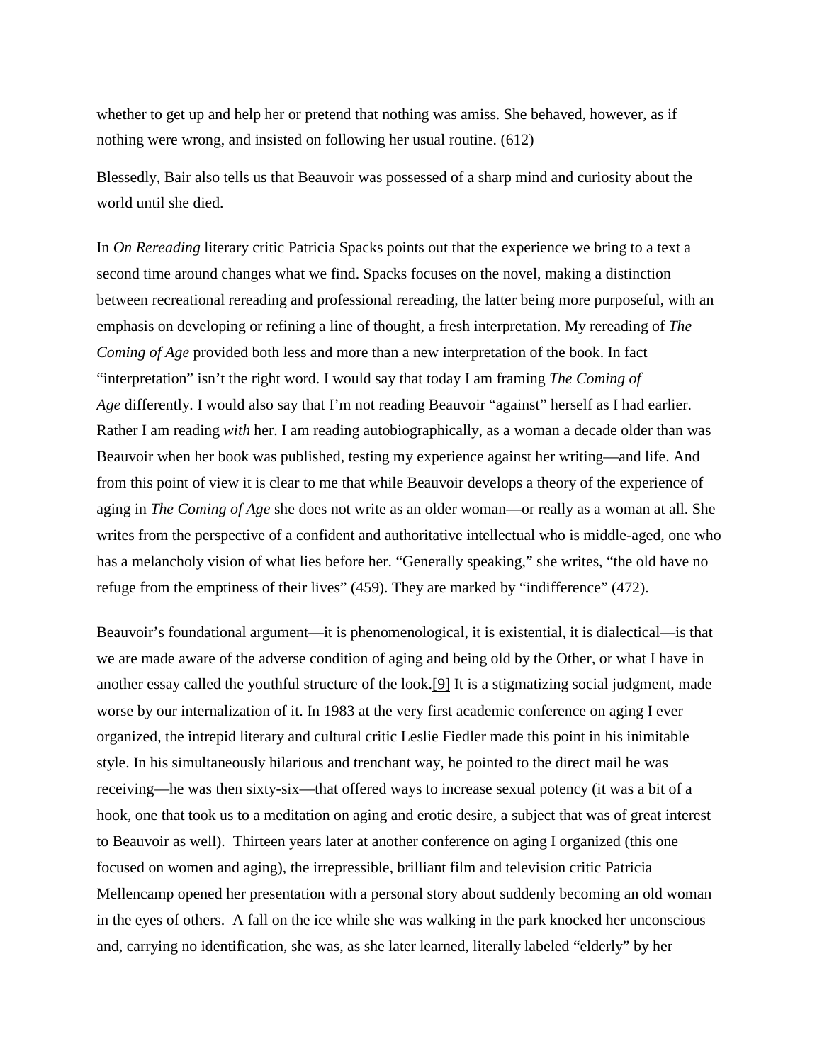whether to get up and help her or pretend that nothing was amiss. She behaved, however, as if nothing were wrong, and insisted on following her usual routine. (612)

Blessedly, Bair also tells us that Beauvoir was possessed of a sharp mind and curiosity about the world until she died.

In *On Rereading* literary critic Patricia Spacks points out that the experience we bring to a text a second time around changes what we find. Spacks focuses on the novel, making a distinction between recreational rereading and professional rereading, the latter being more purposeful, with an emphasis on developing or refining a line of thought, a fresh interpretation. My rereading of *The Coming of Age* provided both less and more than a new interpretation of the book. In fact "interpretation" isn't the right word. I would say that today I am framing *The Coming of Age* differently. I would also say that I'm not reading Beauvoir "against" herself as I had earlier. Rather I am reading *with* her. I am reading autobiographically, as a woman a decade older than was Beauvoir when her book was published, testing my experience against her writing—and life. And from this point of view it is clear to me that while Beauvoir develops a theory of the experience of aging in *The Coming of Age* she does not write as an older woman—or really as a woman at all. She writes from the perspective of a confident and authoritative intellectual who is middle-aged, one who has a melancholy vision of what lies before her. "Generally speaking," she writes, "the old have no refuge from the emptiness of their lives" (459). They are marked by "indifference" (472).

Beauvoir's foundational argument—it is phenomenological, it is existential, it is dialectical—is that we are made aware of the adverse condition of aging and being old by the Other, or what I have in another essay called the youthful structure of the look.[9] It is a stigmatizing social judgment, made worse by our internalization of it. In 1983 at the very first academic conference on aging I ever organized, the intrepid literary and cultural critic Leslie Fiedler made this point in his inimitable style. In his simultaneously hilarious and trenchant way, he pointed to the direct mail he was receiving—he was then sixty-six—that offered ways to increase sexual potency (it was a bit of a hook, one that took us to a meditation on aging and erotic desire, a subject that was of great interest to Beauvoir as well). Thirteen years later at another conference on aging I organized (this one focused on women and aging), the irrepressible, brilliant film and television critic Patricia Mellencamp opened her presentation with a personal story about suddenly becoming an old woman in the eyes of others. A fall on the ice while she was walking in the park knocked her unconscious and, carrying no identification, she was, as she later learned, literally labeled "elderly" by her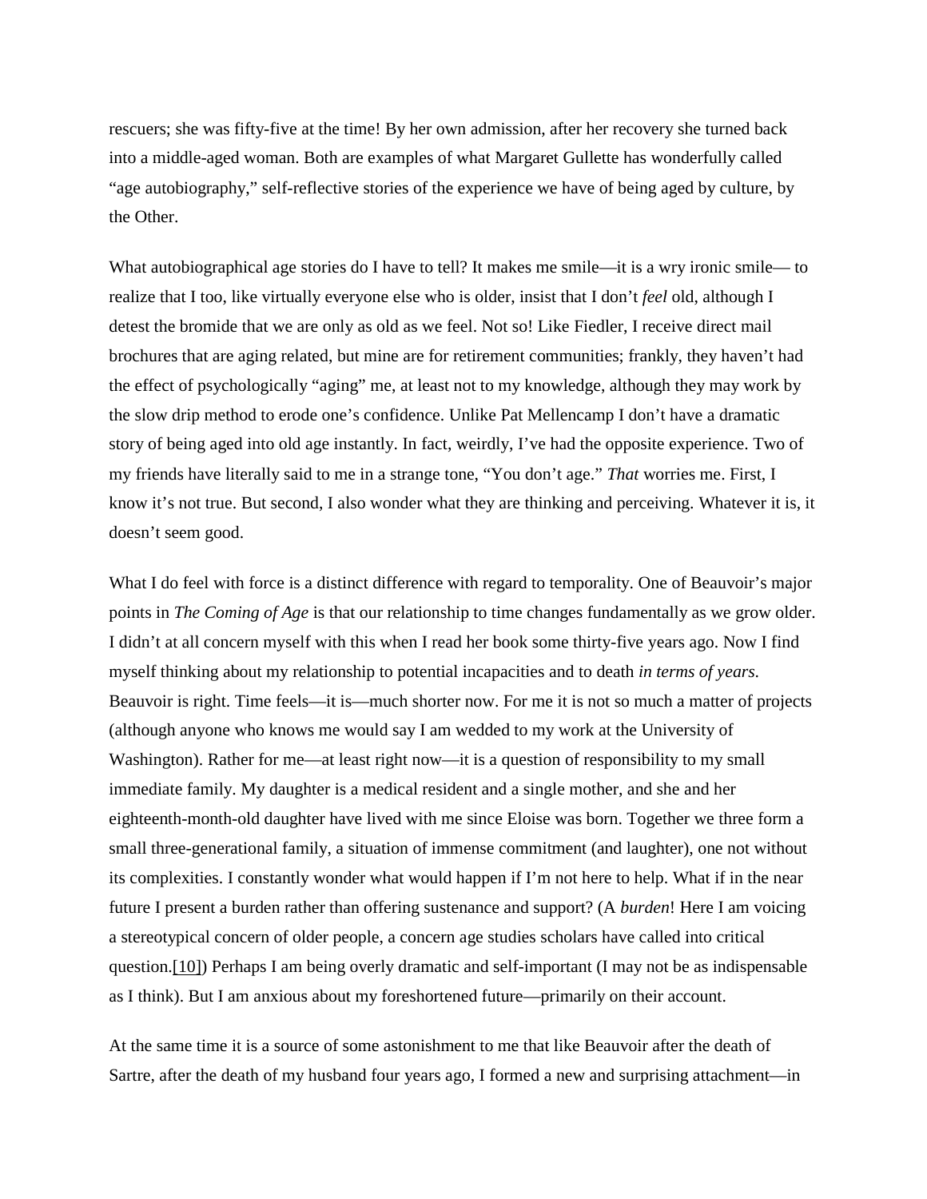rescuers; she was fifty-five at the time! By her own admission, after her recovery she turned back into a middle-aged woman. Both are examples of what Margaret Gullette has wonderfully called "age autobiography," self-reflective stories of the experience we have of being aged by culture, by the Other.

What autobiographical age stories do I have to tell? It makes me smile—it is a wry ironic smile— to realize that I too, like virtually everyone else who is older, insist that I don't *feel* old, although I detest the bromide that we are only as old as we feel. Not so! Like Fiedler, I receive direct mail brochures that are aging related, but mine are for retirement communities; frankly, they haven't had the effect of psychologically "aging" me, at least not to my knowledge, although they may work by the slow drip method to erode one's confidence. Unlike Pat Mellencamp I don't have a dramatic story of being aged into old age instantly. In fact, weirdly, I've had the opposite experience. Two of my friends have literally said to me in a strange tone, "You don't age." *That* worries me. First, I know it's not true. But second, I also wonder what they are thinking and perceiving. Whatever it is, it doesn't seem good.

What I do feel with force is a distinct difference with regard to temporality. One of Beauvoir's major points in *The Coming of Age* is that our relationship to time changes fundamentally as we grow older. I didn't at all concern myself with this when I read her book some thirty-five years ago. Now I find myself thinking about my relationship to potential incapacities and to death *in terms of years*. Beauvoir is right. Time feels—it is—much shorter now. For me it is not so much a matter of projects (although anyone who knows me would say I am wedded to my work at the University of Washington). Rather for me—at least right now—it is a question of responsibility to my small immediate family. My daughter is a medical resident and a single mother, and she and her eighteen-month-old daughter have lived with me since Eloise was born. Together we three form a small three-generational family, a situation of immense commitment (and laughter), one not without its complexities. I constantly wonder what would happen if I'm not here to help. What if in the near future I present a burden rather than offering sustenance and support? (A *burden*! Here I am voicing a stereotypical concern of older people, a concern age studies scholars have called into critical question.[10]) Perhaps I am being overly dramatic and self-important (I may not be as indispensable as I think). But I am anxious about my foreshortened future—primarily on their account.

At the same time it is a source of some astonishment to me that like Beauvoir after the death of Sartre, after the death of my husband four years ago, I formed a new and surprising attachment—in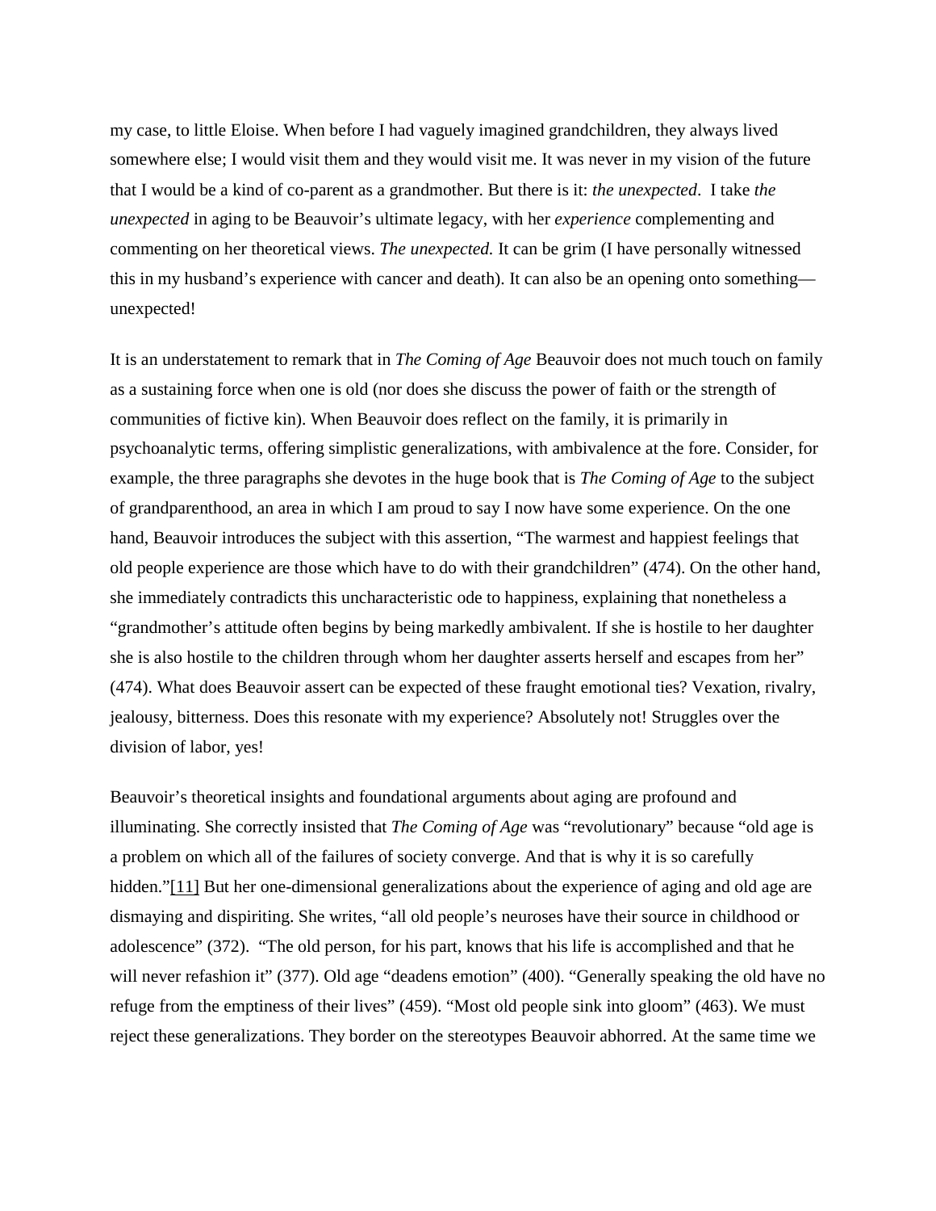my case, to little Eloise. When before I had vaguely imagined grandchildren, they always lived somewhere else; I would visit them and they would visit me. It was never in my vision of the future that I would be a kind of co-parent as a grandmother. But there is it: *the unexpected*. I take *the unexpected* in aging to be Beauvoir's ultimate legacy, with her *experience* complementing and commenting on her theoretical views. *The unexpected.* It can be grim (I have personally witnessed this in my husband's experience with cancer and death). It can also be an opening onto something—unexpected!

It is an understatement to remark that in *The Coming of Age* Beauvoir does not much touch on family as a sustaining force when one is old (nor does she discuss the power of faith or the strength of communities of fictive kin). When Beauvoir does reflect on the family, it is primarily in psychoanalytic terms, offering simplistic generalizations, with ambivalence at the fore. Consider, for example, the three paragraphs she devotes in the huge book that is *The Coming of Age* to the subject of grandparenthood, an area in which I am proud to say I now have some experience. On the one hand, Beauvoir introduces the subject with this assertion, "The warmest and happiest feelings that old people experience are those which have to do with their grandchildren" (474). On the other hand, she immediately contradicts this uncharacteristic ode to happiness, explaining that nonetheless a "grandmother's attitude often begins by being markedly ambivalent. If she is hostile to her daughter she is also hostile to the children through whom her daughter asserts herself and escapes from her" (474). What does Beauvoir assert can be expected of these fraught emotional ties? Vexation, rivalry, jealousy, bitterness. Does this resonate with my experience? Absolutely not! Struggles over the division of labor, yes!

Beauvoir's theoretical insights and foundational arguments about aging are profound and illuminating. She correctly insisted that *The Coming of Age* was "revolutionary" because "old age is a problem on which all of the failures of society converge. And that is why it is so carefully hidden."[11] But her one-dimensional generalizations about the experience of aging and old age are dismaying and dispiriting. She writes, "all old people's neuroses have their source in childhood or adolescence" (372). "The old person, for his part, knows that his life is accomplished and that he will never refashion it" (377). Old age "deadens emotion" (400). "Generally speaking the old have no refuge from the emptiness of their lives" (459). "Most old people sink into gloom" (463). We must reject these generalizations. They border on the stereotypes Beauvoir abhorred. At the same time we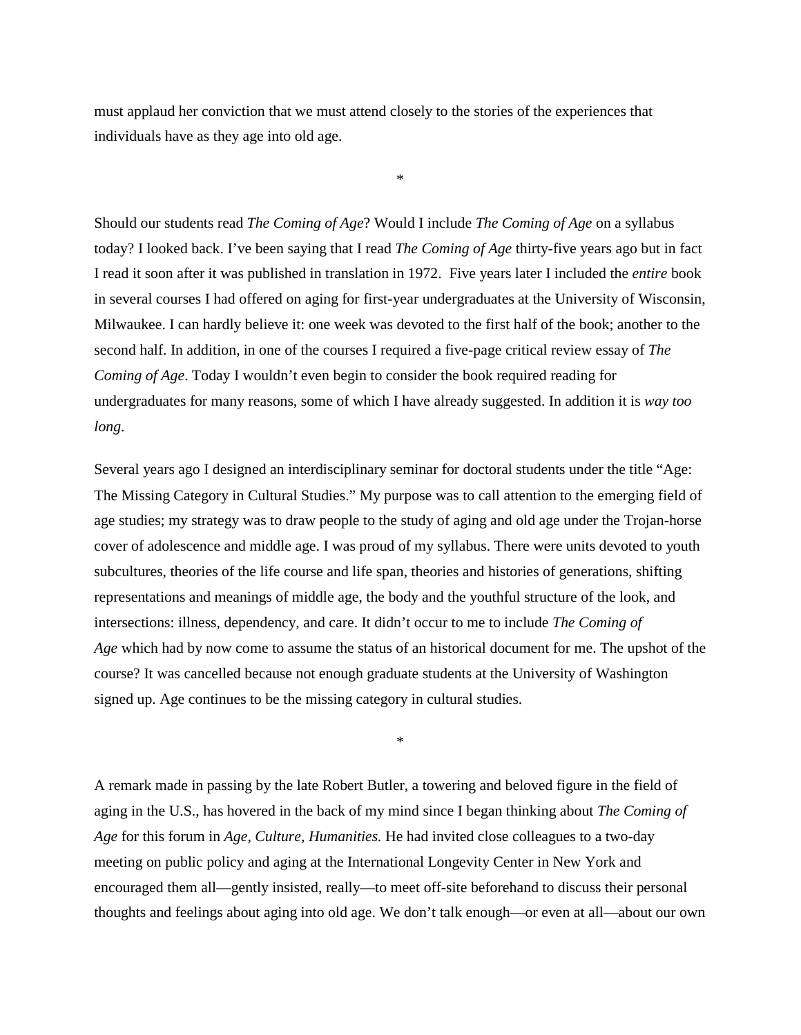must applaud her conviction that we must attend closely to the stories of the experiences that individuals have as they age into old age.

*

Should our students read *The Coming of Age*? Would I include *The Coming of Age* on a syllabus today? I looked back. I've been saying that I read *The Coming of Age* thirty-five years ago but in fact I read it soon after it was published in translation in 1972. Five years later I included the *entire* book in several courses I had offered on aging for first-year undergraduates at the University of Wisconsin, Milwaukee. I can hardly believe it: one week was devoted to the first half of the book; another to the second half. In addition, in one of the courses I required a five-page critical review essay of *The Coming of Age*. Today I wouldn't even begin to consider the book required reading for undergraduates for many reasons, some of which I have already suggested. In addition it is *way too long*.

Several years ago I designed an interdisciplinary seminar for doctoral students under the title "Age: The Missing Category in Cultural Studies." My purpose was to call attention to the emerging field of age studies; my strategy was to draw people to the study of aging and old age under the Trojan-horse cover of adolescence and middle age. I was proud of my syllabus. There were units devoted to youth subcultures, theories of the life course and life span, theories and histories of generations, shifting representations and meanings of middle age, the body and the youthful structure of the look, and intersections: illness, dependency, and care. It didn't occur to me to include *The Coming of Age* which had by now come to assume the status of an historical document for me. The upshot of the course? It was cancelled because not enough graduate students at the University of Washington signed up. Age continues to be the missing category in cultural studies.

*

A remark made in passing by the late Robert Butler, a towering and beloved figure in the field of aging in the U.S., has hovered in the back of my mind since I began thinking about *The Coming of Age* for this forum in *Age, Culture, Humanities.* He had invited close colleagues to a two-day meeting on public policy and aging at the International Longevity Center in New York and encouraged them all—gently insisted, really—to meet off-site beforehand to discuss their personal thoughts and feelings about aging into old age. We don't talk enough—or even at all—about our own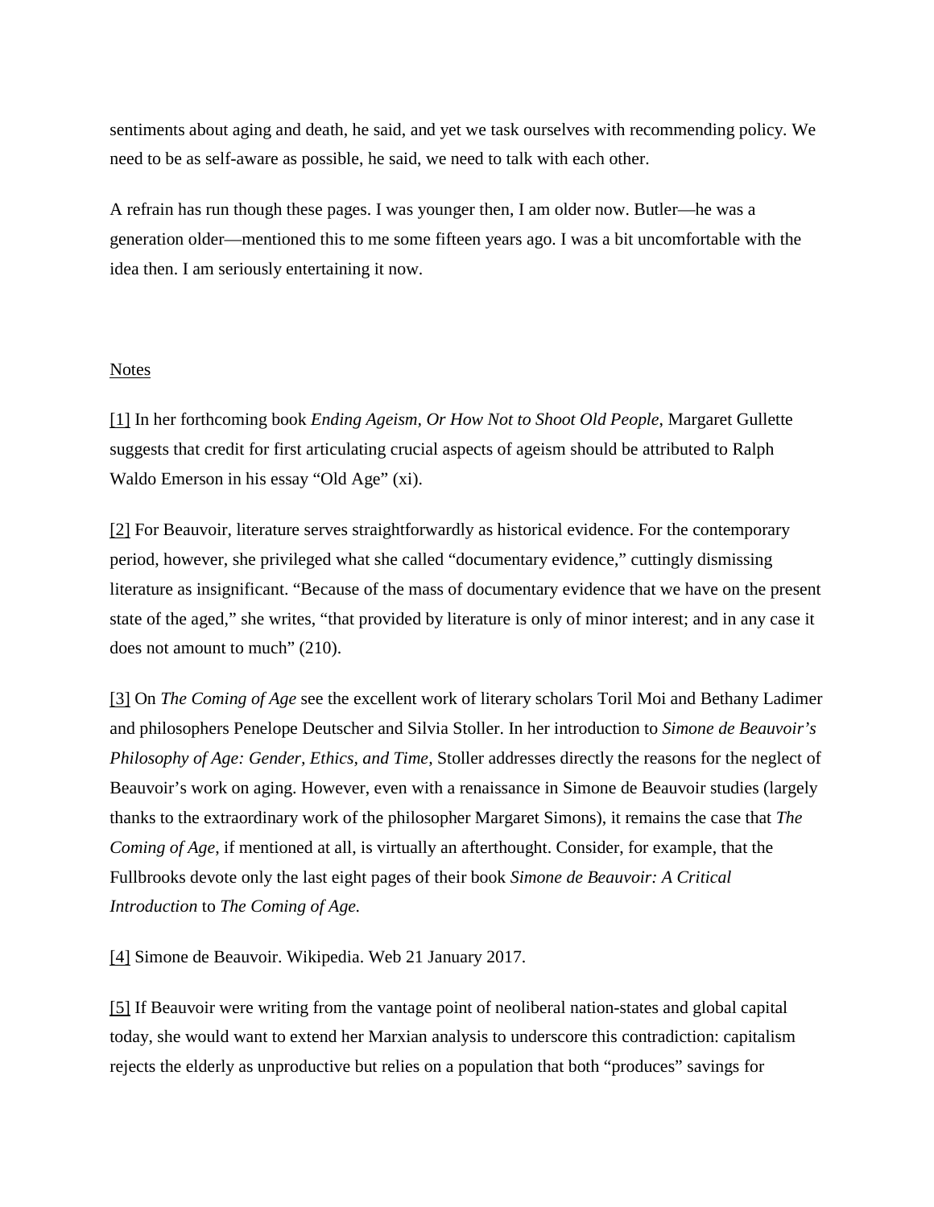sentiments about aging and death, he said, and yet we task ourselves with recommending policy. We need to be as self-aware as possible, he said, we need to talk with each other.

A refrain has run though these pages. I was younger then, I am older now. Butler—he was a generation older—mentioned this to me some fifteen years ago. I was a bit uncomfortable with the idea then. I am seriously entertaining it now.

Notes

[1] In her forthcoming book *Ending Ageism, Or How Not to Shoot Old People*, Margaret Gullette suggests that credit for first articulating crucial aspects of ageism should be attributed to Ralph Waldo Emerson in his essay "Old Age" (xi).

[2] For Beauvoir, literature serves straightforwardly as historical evidence. For the contemporary period, however, she privileged what she called "documentary evidence," cuttingly dismissing literature as insignificant. "Because of the mass of documentary evidence that we have on the present state of the aged," she writes, "that provided by literature is only of minor interest; and in any case it does not amount to much" (210).

[3] On *The Coming of Age* see the excellent work of literary scholars Toril Moi and Bethany Ladimer and philosophers Penelope Deutscher and Silvia Stoller. In her introduction to *Simone de Beauvoir's Philosophy of Age: Gender, Ethics, and Time*, Stoller addresses directly the reasons for the neglect of Beauvoir's work on aging. However, even with a renaissance in Simone de Beauvoir studies (largely thanks to the extraordinary work of the philosopher Margaret Simons), it remains the case that *The Coming of Age*, if mentioned at all, is virtually an afterthought. Consider, for example, that the Fullbrooks devote only the last eight pages of their book *Simone de Beauvoir: A Critical Introduction* to *The Coming of Age.*

[4] Simone de Beauvoir. Wikipedia. Web 21 January 2017.

[5] If Beauvoir were writing from the vantage point of neoliberal nation-states and global capital today, she would want to extend her Marxian analysis to underscore this contradiction: capitalism rejects the elderly as unproductive but relies on a population that both "produces" savings for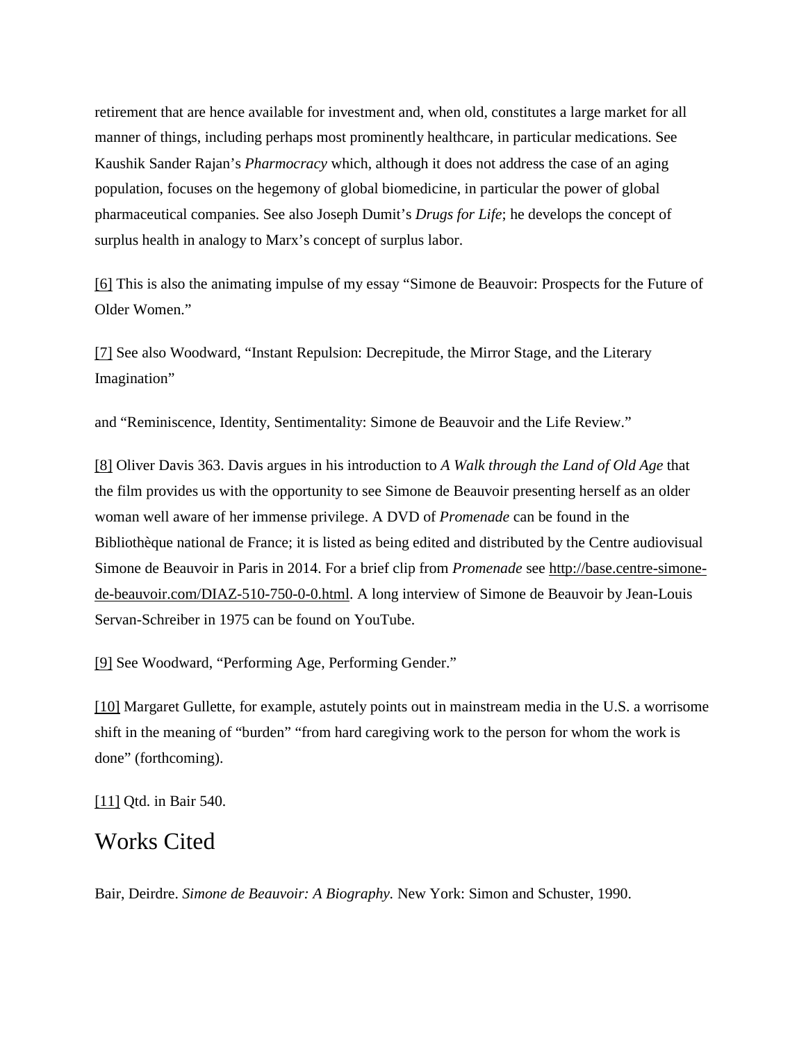retirement that are hence available for investment and, when old, constitutes a large market for all manner of things, including perhaps most prominently healthcare, in particular medications. See Kaushik Sander Rajan's *Pharmocracy* which, although it does not address the case of an aging population, focuses on the hegemony of global biomedicine, in particular the power of global pharmaceutical companies. See also Joseph Dumit's *Drugs for Life*; he develops the concept of surplus health in analogy to Marx's concept of surplus labor.

[6] This is also the animating impulse of my essay "Simone de Beauvoir: Prospects for the Future of Older Women."

[7] See also Woodward, "Instant Repulsion: Decrepitude, the Mirror Stage, and the Literary Imagination"

and "Reminiscence, Identity, Sentimentality: Simone de Beauvoir and the Life Review."

[8] Oliver Davis 363. Davis argues in his introduction to *A Walk through the Land of Old Age* that the film provides us with the opportunity to see Simone de Beauvoir presenting herself as an older woman well aware of her immense privilege. A DVD of *Promenade* can be found in the Bibliothèque national de France; it is listed as being edited and distributed by the Centre audiovisual Simone de Beauvoir in Paris in 2014. For a brief clip from *Promenade* see http://base.centre-simone-de-beauvoir.com/DIAZ-510-750-0-0.html. A long interview of Simone de Beauvoir by Jean-Louis Servan-Schreiber in 1975 can be found on YouTube.

[9] See Woodward, "Performing Age, Performing Gender."

[10] Margaret Gullette, for example, astutely points out in mainstream media in the U.S. a worrisome shift in the meaning of "burden" "from hard caregiving work to the person for whom the work is done" (forthcoming).

[11] Qtd. in Bair 540.

## Works Cited

Bair, Deirdre. *Simone de Beauvoir: A Biography.* New York: Simon and Schuster, 1990.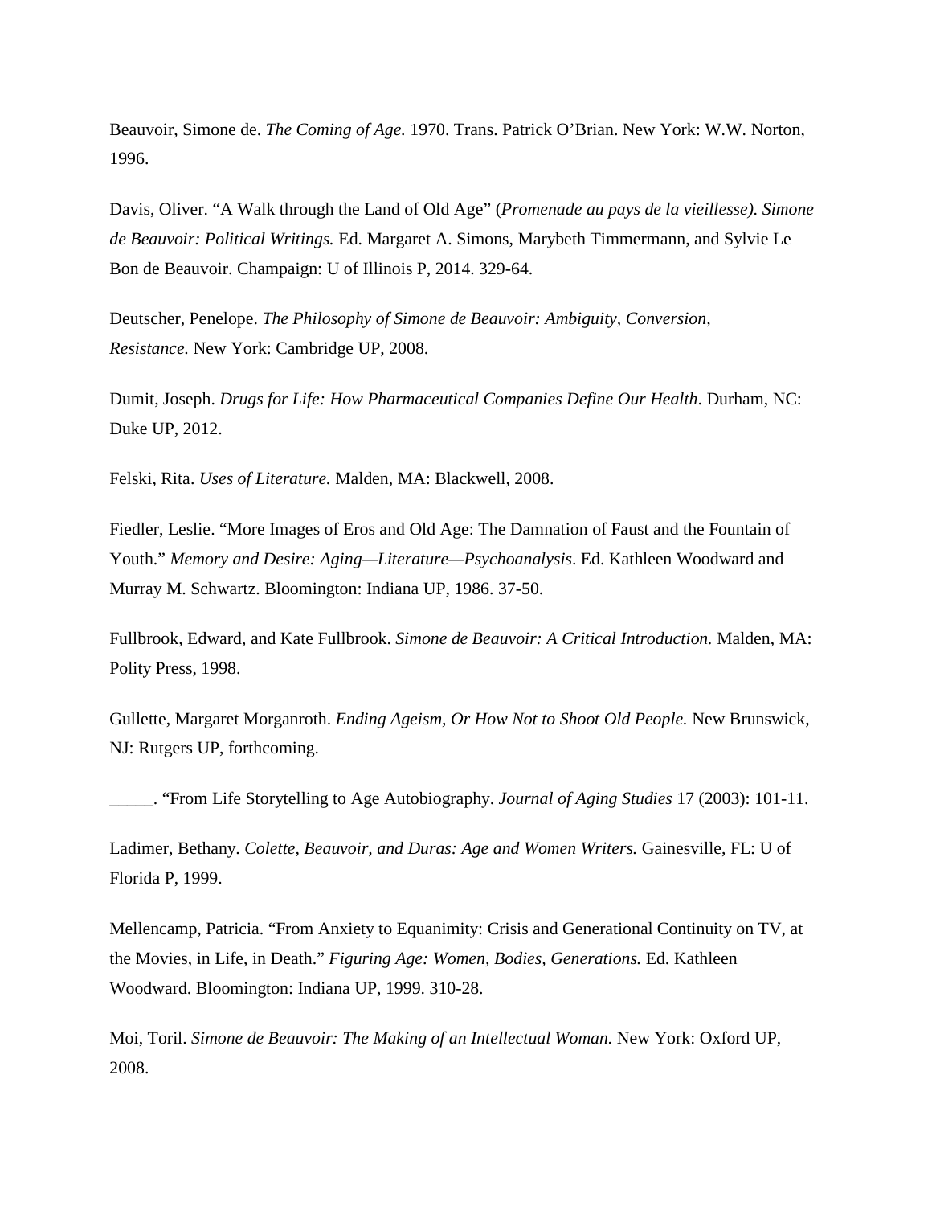Beauvoir, Simone de. *The Coming of Age.* 1970. Trans. Patrick O'Brian. New York: W.W. Norton, 1996.

Davis, Oliver. "A Walk through the Land of Old Age" (*Promenade au pays de la vieillesse). Simone de Beauvoir: Political Writings.* Ed. Margaret A. Simons, Marybeth Timmermann, and Sylvie Le Bon de Beauvoir. Champaign: U of Illinois P, 2014. 329-64.

Deutscher, Penelope. *The Philosophy of Simone de Beauvoir: Ambiguity, Conversion, Resistance.* New York: Cambridge UP, 2008.

Dumit, Joseph. *Drugs for Life: How Pharmaceutical Companies Define Our Health*. Durham, NC: Duke UP, 2012.

Felski, Rita. *Uses of Literature.* Malden, MA: Blackwell, 2008.

Fiedler, Leslie. "More Images of Eros and Old Age: The Damnation of Faust and the Fountain of Youth." *Memory and Desire: Aging—Literature—Psychoanalysis*. Ed. Kathleen Woodward and Murray M. Schwartz. Bloomington: Indiana UP, 1986. 37-50.

Fullbrook, Edward, and Kate Fullbrook. *Simone de Beauvoir: A Critical Introduction.* Malden, MA: Polity Press, 1998.

Gullette, Margaret Morganroth. *Ending Ageism, Or How Not to Shoot Old People.* New Brunswick, NJ: Rutgers UP, forthcoming.

_____. "From Life Storytelling to Age Autobiography. *Journal of Aging Studies* 17 (2003): 101-11.

Ladimer, Bethany. *Colette, Beauvoir, and Duras: Age and Women Writers.* Gainesville, FL: U of Florida P, 1999.

Mellencamp, Patricia. "From Anxiety to Equanimity: Crisis and Generational Continuity on TV, at the Movies, in Life, in Death." *Figuring Age: Women, Bodies, Generations.* Ed. Kathleen Woodward. Bloomington: Indiana UP, 1999. 310-28.

Moi, Toril. *Simone de Beauvoir: The Making of an Intellectual Woman.* New York: Oxford UP, 2008.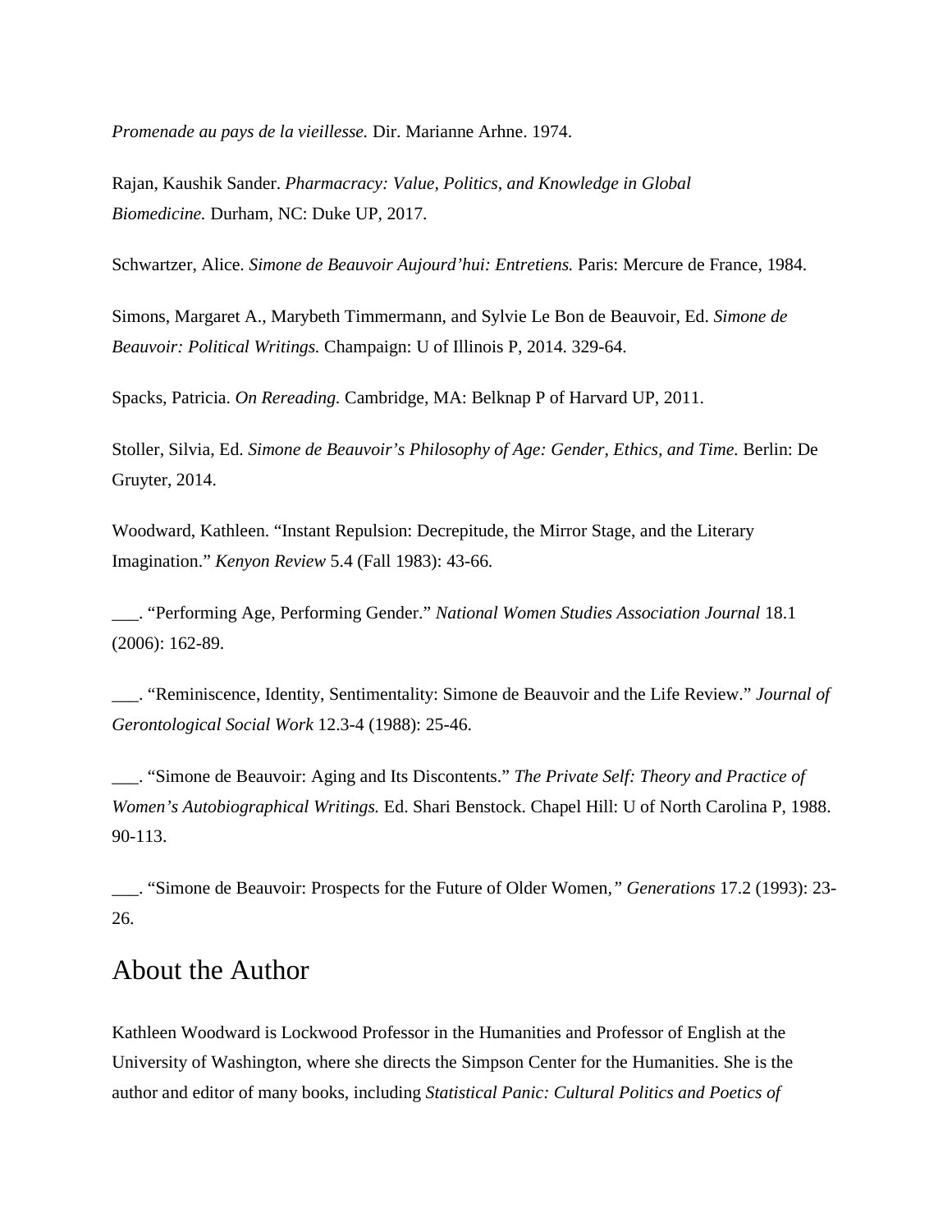*Promenade au pays de la vieillesse.* Dir. Marianne Arhne. 1974.

Rajan, Kaushik Sander. *Pharmacracy: Value, Politics, and Knowledge in Global Biomedicine.* Durham, NC: Duke UP, 2017.

Schwartzer, Alice. *Simone de Beauvoir Aujourd'hui: Entretiens.* Paris: Mercure de France, 1984.

Simons, Margaret A., Marybeth Timmermann, and Sylvie Le Bon de Beauvoir, Ed. *Simone de Beauvoir: Political Writings.* Champaign: U of Illinois P, 2014. 329-64.

Spacks, Patricia. *On Rereading.* Cambridge, MA: Belknap P of Harvard UP, 2011.

Stoller, Silvia, Ed. *Simone de Beauvoir's Philosophy of Age: Gender, Ethics, and Time.* Berlin: De Gruyter, 2014.

Woodward, Kathleen. "Instant Repulsion: Decrepitude, the Mirror Stage, and the Literary Imagination." *Kenyon Review* 5.4 (Fall 1983): 43-66.

___. "Performing Age, Performing Gender." *National Women Studies Association Journal* 18.1 (2006): 162-89.

___. "Reminiscence, Identity, Sentimentality: Simone de Beauvoir and the Life Review." *Journal of Gerontological Social Work* 12.3-4 (1988): 25-46.

___. "Simone de Beauvoir: Aging and Its Discontents." *The Private Self: Theory and Practice of Women's Autobiographical Writings.* Ed. Shari Benstock. Chapel Hill: U of North Carolina P, 1988. 90-113.

___. "Simone de Beauvoir: Prospects for the Future of Older Women," *Generations* 17.2 (1993): 23-26.

## About the Author

Kathleen Woodward is Lockwood Professor in the Humanities and Professor of English at the University of Washington, where she directs the Simpson Center for the Humanities. She is the author and editor of many books, including *Statistical Panic: Cultural Politics and Poetics of*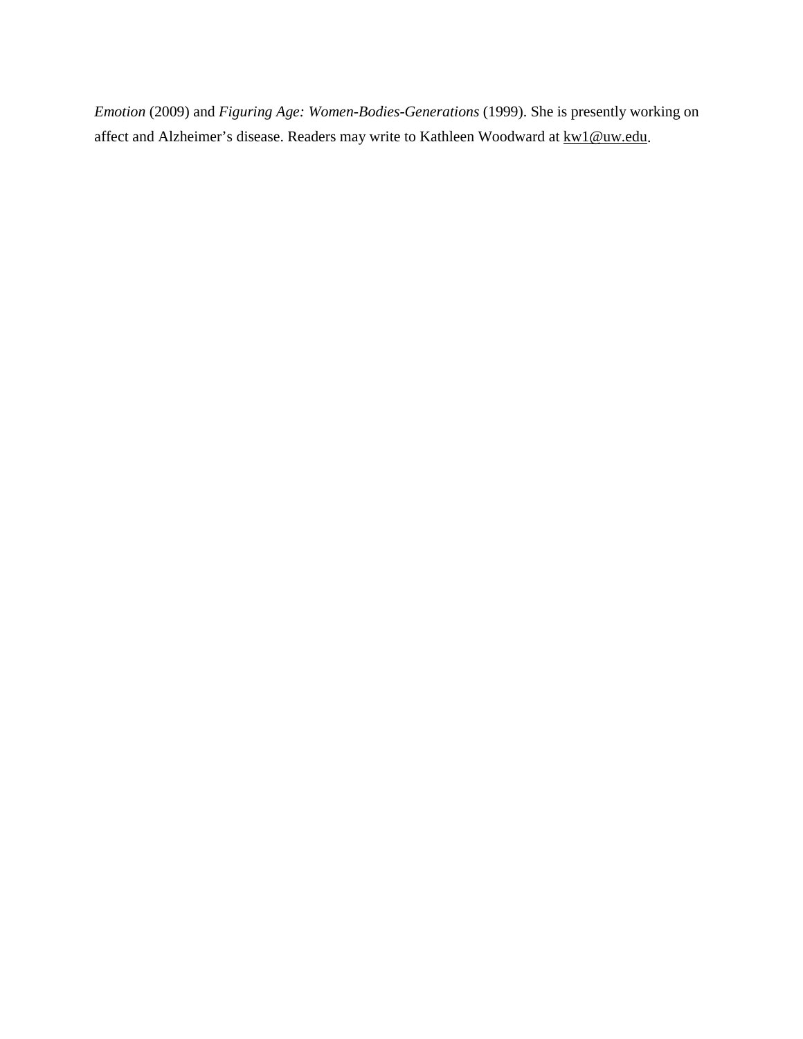*Emotion* (2009) and *Figuring Age: Women-Bodies-Generations* (1999). She is presently working on affect and Alzheimer's disease. Readers may write to Kathleen Woodward at kw1@uw.edu.